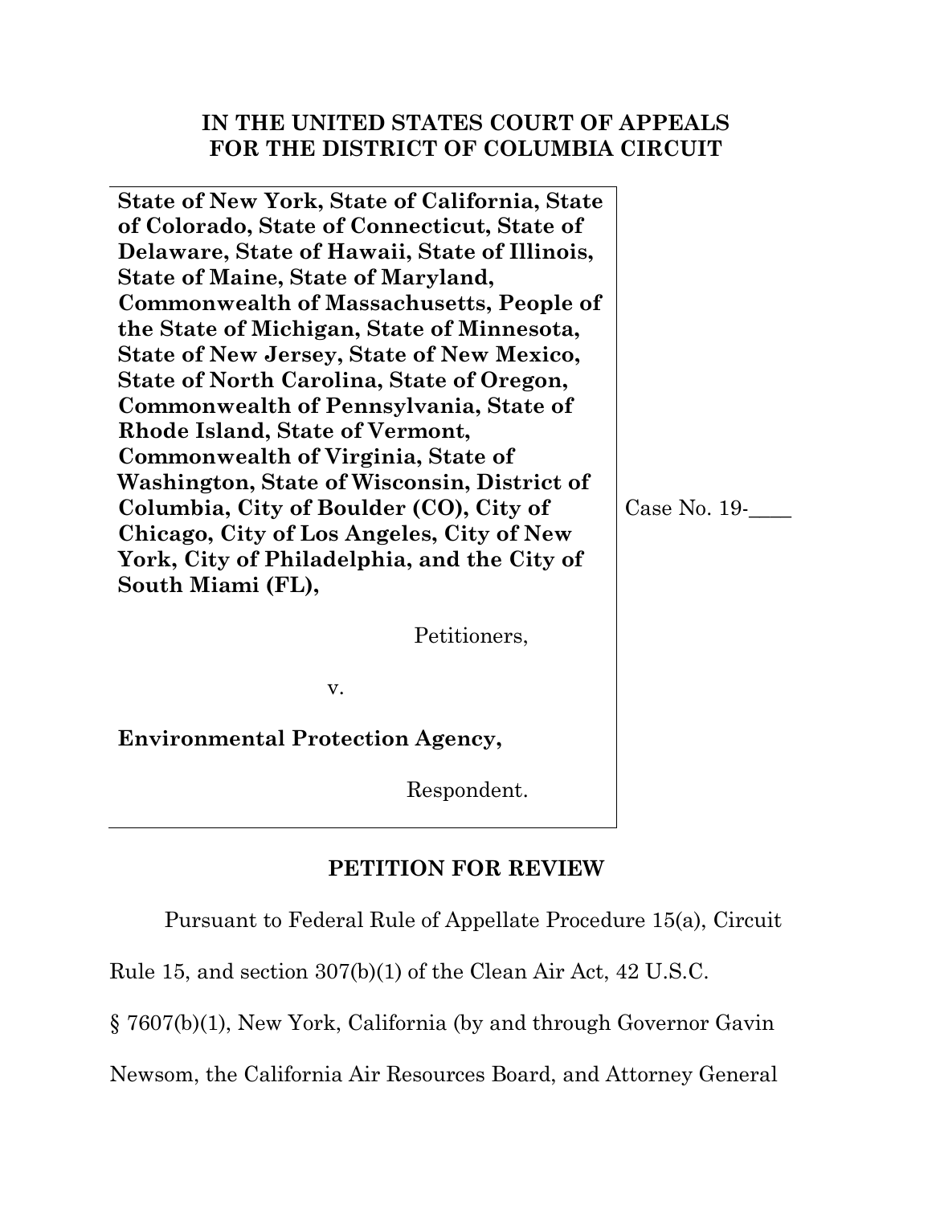**IN THE UNITED STATES COURT OF APPEALS FOR THE DISTRICT OF COLUMBIA CIRCUIT**

| | |
|---|---|
| **State of New York, State of California, State of Colorado, State of Connecticut, State of Delaware, State of Hawaii, State of Illinois, State of Maine, State of Maryland, Commonwealth of Massachusetts, People of the State of Michigan, State of Minnesota, State of New Jersey, State of New Mexico, State of North Carolina, State of Oregon, Commonwealth of Pennsylvania, State of Rhode Island, State of Vermont, Commonwealth of Virginia, State of Washington, State of Wisconsin, District of Columbia, City of Boulder (CO), City of Chicago, City of Los Angeles, City of New York, City of Philadelphia, and the City of South Miami (FL),**<br><br>Petitioners,<br><br>v.<br><br>**Environmental Protection Agency,**<br><br>Respondent. | Case No. 19-____ |

## PETITION FOR REVIEW

Pursuant to Federal Rule of Appellate Procedure 15(a), Circuit Rule 15, and section 307(b)(1) of the Clean Air Act, 42 U.S.C. § 7607(b)(1), New York, California (by and through Governor Gavin Newsom, the California Air Resources Board, and Attorney General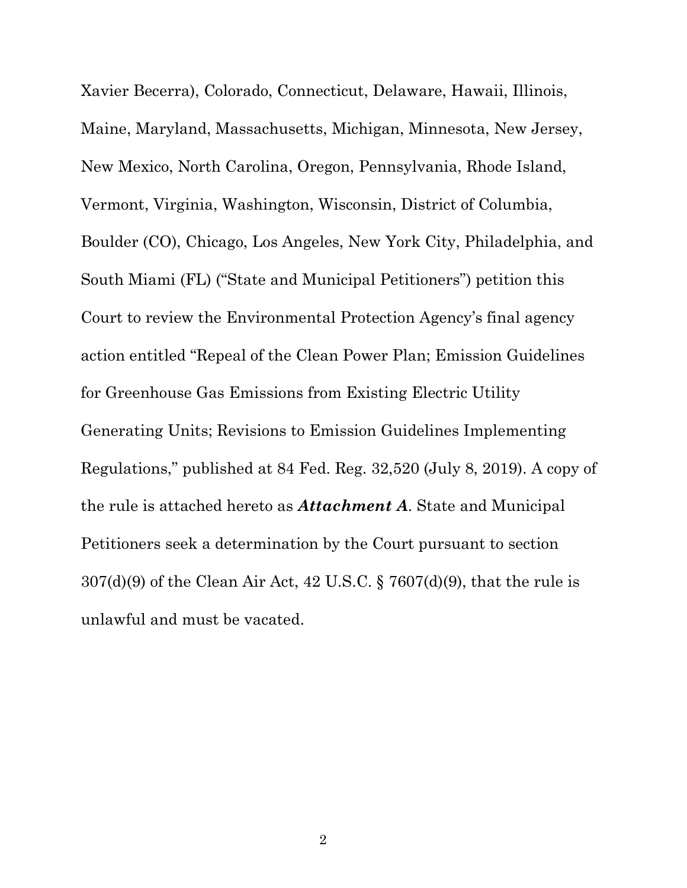Xavier Becerra), Colorado, Connecticut, Delaware, Hawaii, Illinois, Maine, Maryland, Massachusetts, Michigan, Minnesota, New Jersey, New Mexico, North Carolina, Oregon, Pennsylvania, Rhode Island, Vermont, Virginia, Washington, Wisconsin, District of Columbia, Boulder (CO), Chicago, Los Angeles, New York City, Philadelphia, and South Miami (FL) ("State and Municipal Petitioners") petition this Court to review the Environmental Protection Agency's final agency action entitled "Repeal of the Clean Power Plan; Emission Guidelines for Greenhouse Gas Emissions from Existing Electric Utility Generating Units; Revisions to Emission Guidelines Implementing Regulations," published at 84 Fed. Reg. 32,520 (July 8, 2019). A copy of the rule is attached hereto as ***Attachment A***. State and Municipal Petitioners seek a determination by the Court pursuant to section 307(d)(9) of the Clean Air Act, 42 U.S.C. § 7607(d)(9), that the rule is unlawful and must be vacated.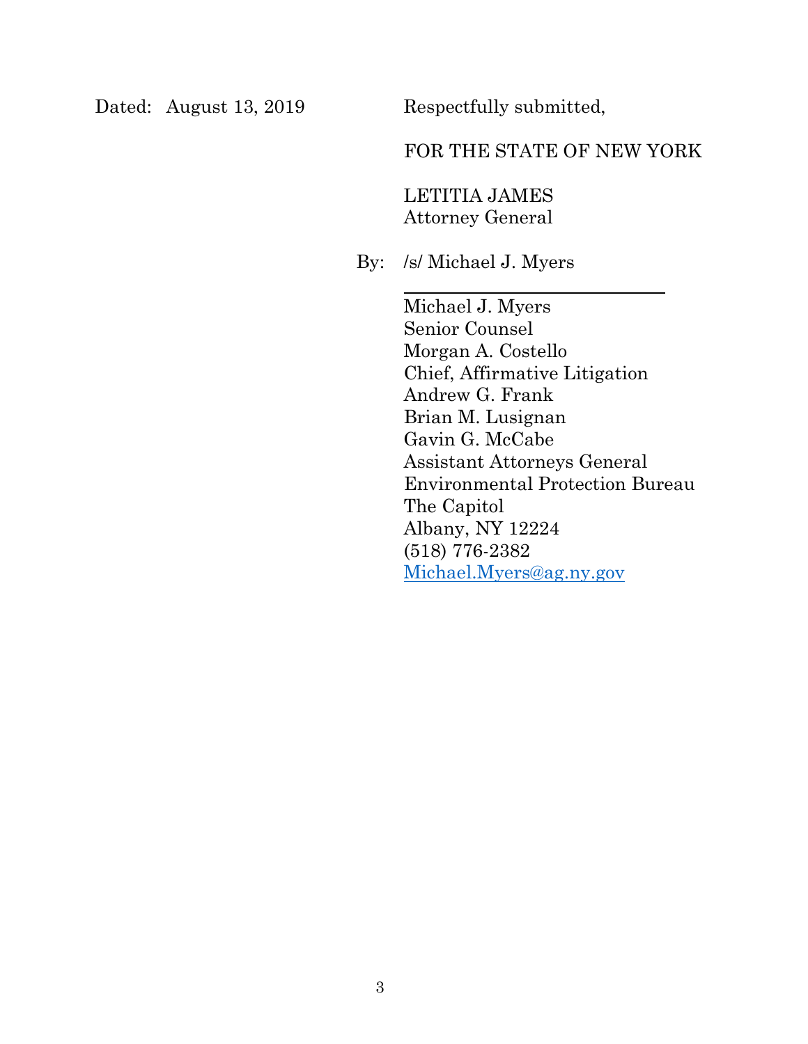Dated: August 13, 2019

Respectfully submitted,

FOR THE STATE OF NEW YORK

LETITIA JAMES
Attorney General

By: /s/ Michael J. Myers

Michael J. Myers
Senior Counsel
Morgan A. Costello
Chief, Affirmative Litigation
Andrew G. Frank
Brian M. Lusignan
Gavin G. McCabe
Assistant Attorneys General
Environmental Protection Bureau
The Capitol
Albany, NY 12224
(518) 776-2382
Michael.Myers@ag.ny.gov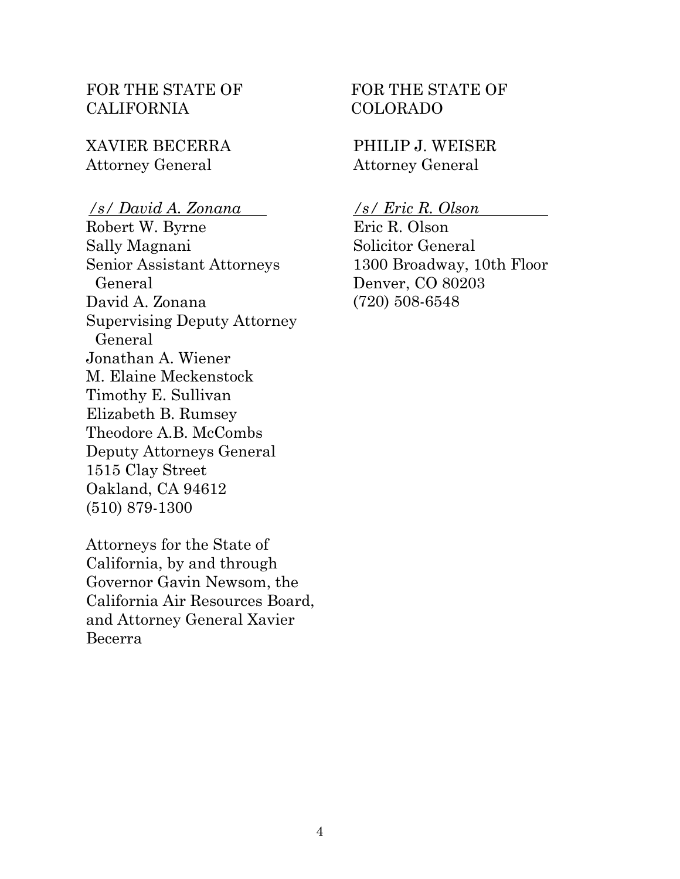FOR THE STATE OF CALIFORNIA

XAVIER BECERRA
Attorney General

*/s/ David A. Zonana*
Robert W. Byrne
Sally Magnani
Senior Assistant Attorneys General
David A. Zonana
Supervising Deputy Attorney General
Jonathan A. Wiener
M. Elaine Meckenstock
Timothy E. Sullivan
Elizabeth B. Rumsey
Theodore A.B. McCombs
Deputy Attorneys General
1515 Clay Street
Oakland, CA 94612
(510) 879-1300

Attorneys for the State of California, by and through Governor Gavin Newsom, the California Air Resources Board, and Attorney General Xavier Becerra

FOR THE STATE OF COLORADO

PHILIP J. WEISER
Attorney General

*/s/ Eric R. Olson*
Eric R. Olson
Solicitor General
1300 Broadway, 10th Floor
Denver, CO 80203
(720) 508-6548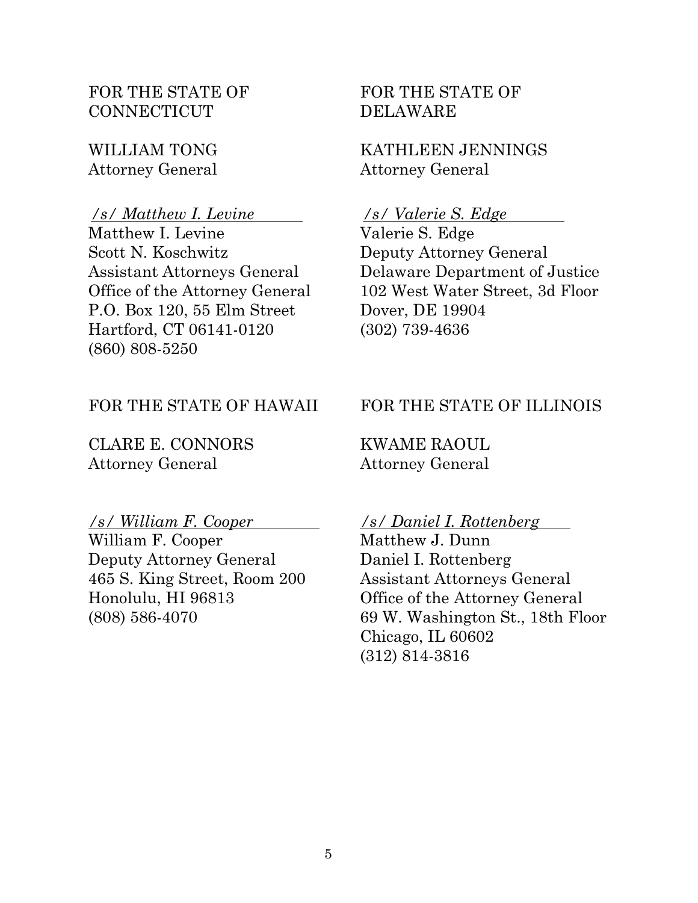FOR THE STATE OF CONNECTICUT

WILLIAM TONG
Attorney General

*/s/ Matthew I. Levine*
Matthew I. Levine
Scott N. Koschwitz
Assistant Attorneys General
Office of the Attorney General
P.O. Box 120, 55 Elm Street
Hartford, CT 06141-0120
(860) 808-5250

FOR THE STATE OF DELAWARE

KATHLEEN JENNINGS
Attorney General

*/s/ Valerie S. Edge*
Valerie S. Edge
Deputy Attorney General
Delaware Department of Justice
102 West Water Street, 3d Floor
Dover, DE 19904
(302) 739-4636

FOR THE STATE OF HAWAII

CLARE E. CONNORS
Attorney General

*/s/ William F. Cooper*
William F. Cooper
Deputy Attorney General
465 S. King Street, Room 200
Honolulu, HI 96813
(808) 586-4070

FOR THE STATE OF ILLINOIS

KWAME RAOUL
Attorney General

*/s/ Daniel I. Rottenberg*
Matthew J. Dunn
Daniel I. Rottenberg
Assistant Attorneys General
Office of the Attorney General
69 W. Washington St., 18th Floor
Chicago, IL 60602
(312) 814-3816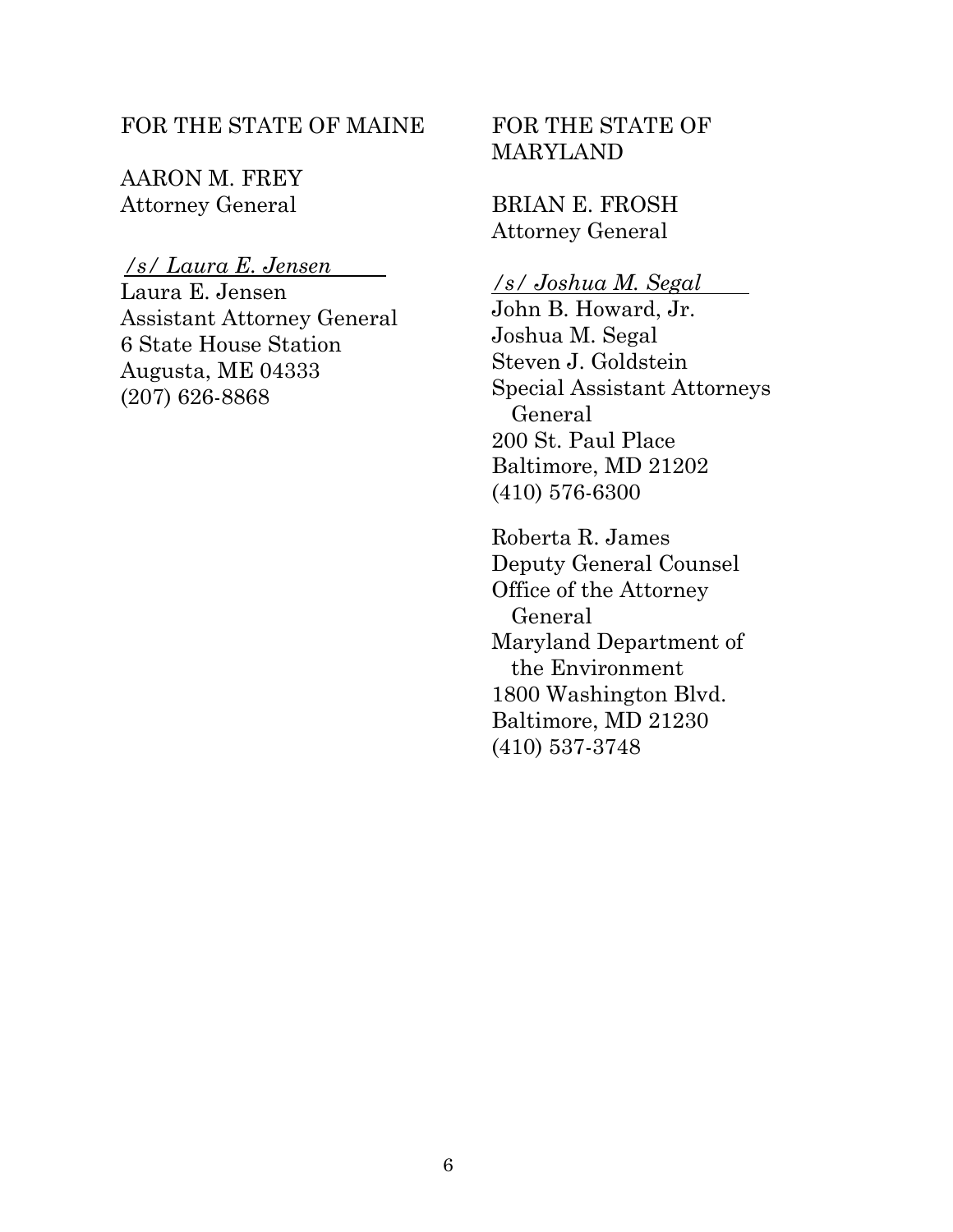FOR THE STATE OF MAINE

AARON M. FREY
Attorney General

*/s/ Laura E. Jensen*
Laura E. Jensen
Assistant Attorney General
6 State House Station
Augusta, ME 04333
(207) 626-8868

FOR THE STATE OF MARYLAND

BRIAN E. FROSH
Attorney General

*/s/ Joshua M. Segal*
John B. Howard, Jr.
Joshua M. Segal
Steven J. Goldstein
Special Assistant Attorneys General
200 St. Paul Place
Baltimore, MD 21202
(410) 576-6300

Roberta R. James
Deputy General Counsel
Office of the Attorney General
Maryland Department of the Environment
1800 Washington Blvd.
Baltimore, MD 21230
(410) 537-3748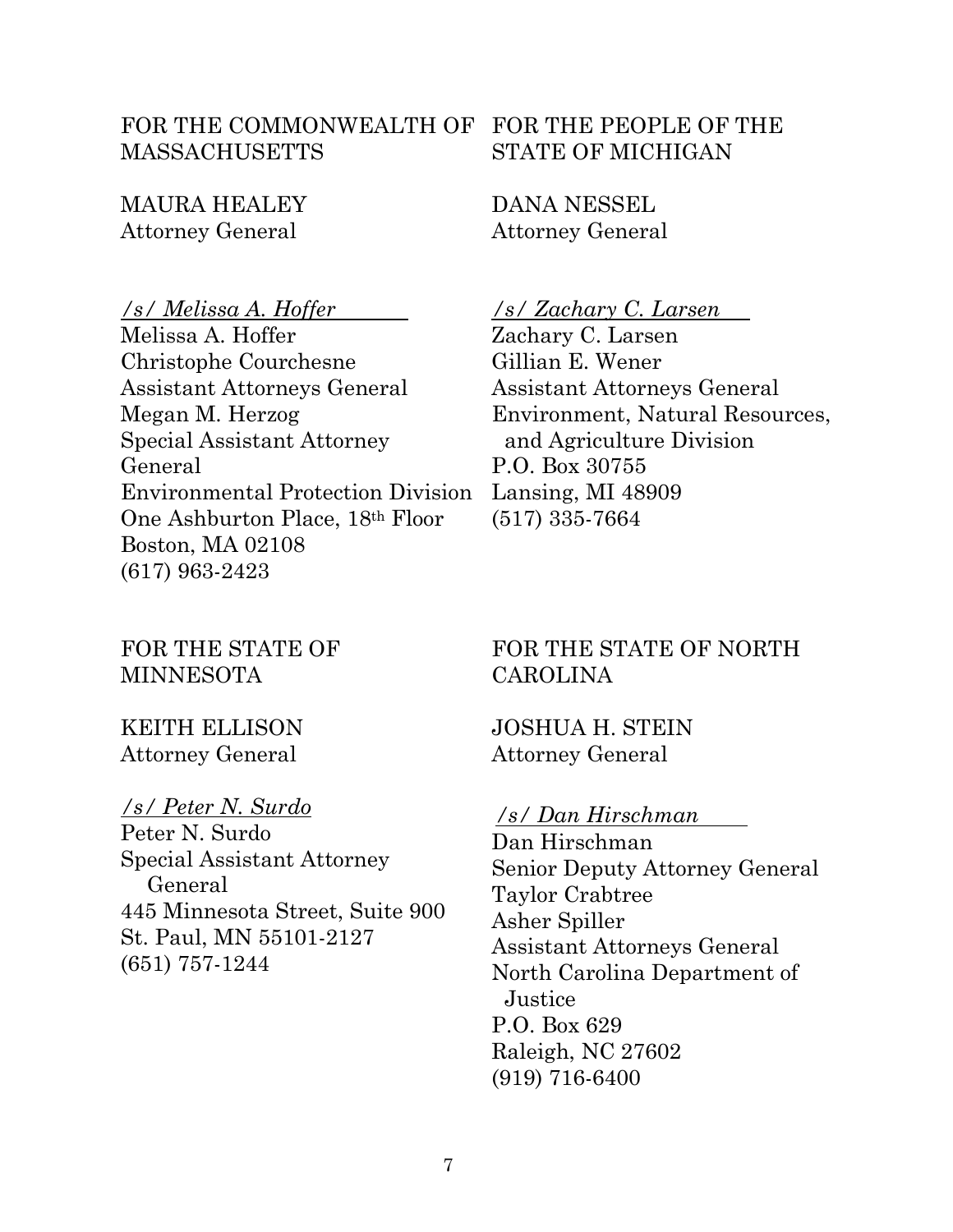FOR THE COMMONWEALTH OF MASSACHUSETTS

MAURA HEALEY
Attorney General

*/s/ Melissa A. Hoffer*
Melissa A. Hoffer
Christophe Courchesne
Assistant Attorneys General
Megan M. Herzog
Special Assistant Attorney General
Environmental Protection Division
One Ashburton Place, 18th Floor
Boston, MA 02108
(617) 963-2423

FOR THE PEOPLE OF THE STATE OF MICHIGAN

DANA NESSEL
Attorney General

*/s/ Zachary C. Larsen*
Zachary C. Larsen
Gillian E. Wener
Assistant Attorneys General
Environment, Natural Resources, and Agriculture Division
P.O. Box 30755
Lansing, MI 48909
(517) 335-7664

FOR THE STATE OF MINNESOTA

KEITH ELLISON
Attorney General

*/s/ Peter N. Surdo*
Peter N. Surdo
Special Assistant Attorney General
445 Minnesota Street, Suite 900
St. Paul, MN 55101-2127
(651) 757-1244

FOR THE STATE OF NORTH CAROLINA

JOSHUA H. STEIN
Attorney General

*/s/ Dan Hirschman*
Dan Hirschman
Senior Deputy Attorney General
Taylor Crabtree
Asher Spiller
Assistant Attorneys General
North Carolina Department of Justice
P.O. Box 629
Raleigh, NC 27602
(919) 716-6400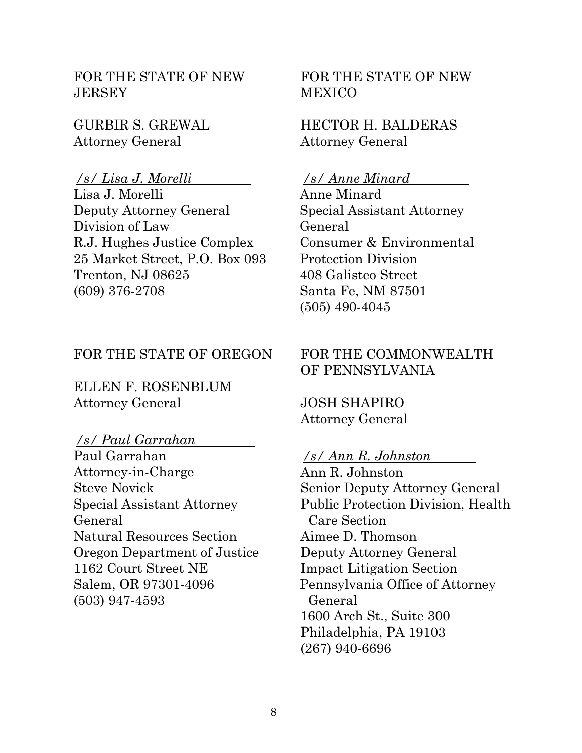FOR THE STATE OF NEW JERSEY

GURBIR S. GREWAL
Attorney General

*/s/ Lisa J. Morelli*
Lisa J. Morelli
Deputy Attorney General
Division of Law
R.J. Hughes Justice Complex
25 Market Street, P.O. Box 093
Trenton, NJ 08625
(609) 376-2708

FOR THE STATE OF NEW MEXICO

HECTOR H. BALDERAS
Attorney General

*/s/ Anne Minard*
Anne Minard
Special Assistant Attorney General
Consumer & Environmental Protection Division
408 Galisteo Street
Santa Fe, NM 87501
(505) 490-4045

FOR THE STATE OF OREGON

ELLEN F. ROSENBLUM
Attorney General

*/s/ Paul Garrahan*
Paul Garrahan
Attorney-in-Charge
Steve Novick
Special Assistant Attorney General
Natural Resources Section
Oregon Department of Justice
1162 Court Street NE
Salem, OR 97301-4096
(503) 947-4593

FOR THE COMMONWEALTH OF PENNSYLVANIA

JOSH SHAPIRO
Attorney General

*/s/ Ann R. Johnston*
Ann R. Johnston
Senior Deputy Attorney General
Public Protection Division, Health Care Section
Aimee D. Thomson
Deputy Attorney General
Impact Litigation Section
Pennsylvania Office of Attorney General
1600 Arch St., Suite 300
Philadelphia, PA 19103
(267) 940-6696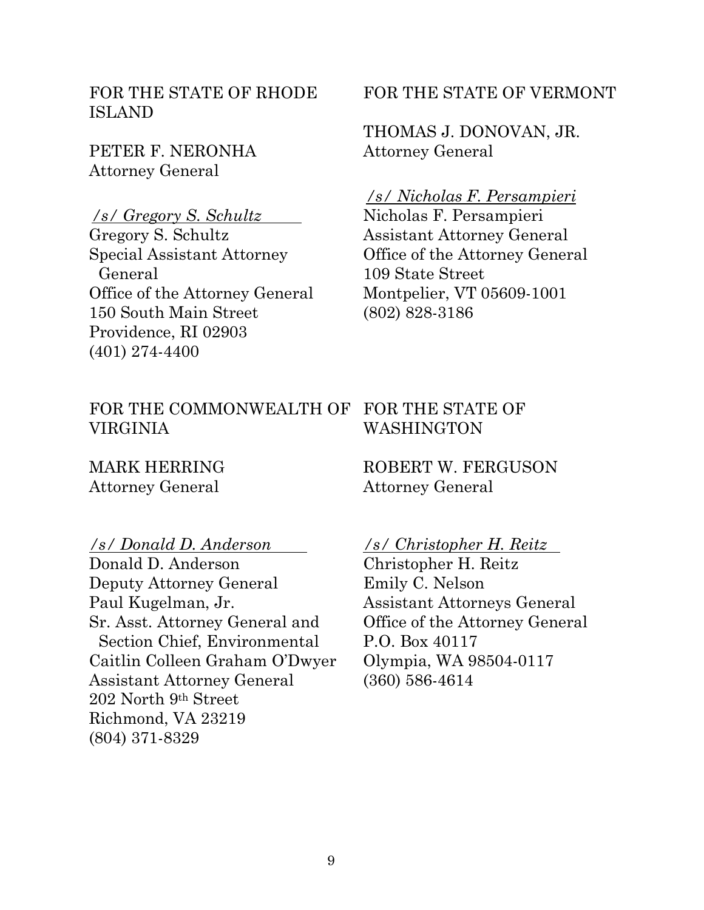FOR THE STATE OF RHODE ISLAND

PETER F. NERONHA
Attorney General

*/s/ Gregory S. Schultz*
Gregory S. Schultz
Special Assistant Attorney General
Office of the Attorney General
150 South Main Street
Providence, RI 02903
(401) 274-4400

FOR THE STATE OF VERMONT

THOMAS J. DONOVAN, JR.
Attorney General

*/s/ Nicholas F. Persampieri*
Nicholas F. Persampieri
Assistant Attorney General
Office of the Attorney General
109 State Street
Montpelier, VT 05609-1001
(802) 828-3186

FOR THE COMMONWEALTH OF VIRGINIA

MARK HERRING
Attorney General

*/s/ Donald D. Anderson*
Donald D. Anderson
Deputy Attorney General
Paul Kugelman, Jr.
Sr. Asst. Attorney General and Section Chief, Environmental
Caitlin Colleen Graham O'Dwyer
Assistant Attorney General
202 North 9th Street
Richmond, VA 23219
(804) 371-8329

FOR THE STATE OF WASHINGTON

ROBERT W. FERGUSON
Attorney General

*/s/ Christopher H. Reitz*
Christopher H. Reitz
Emily C. Nelson
Assistant Attorneys General
Office of the Attorney General
P.O. Box 40117
Olympia, WA 98504-0117
(360) 586-4614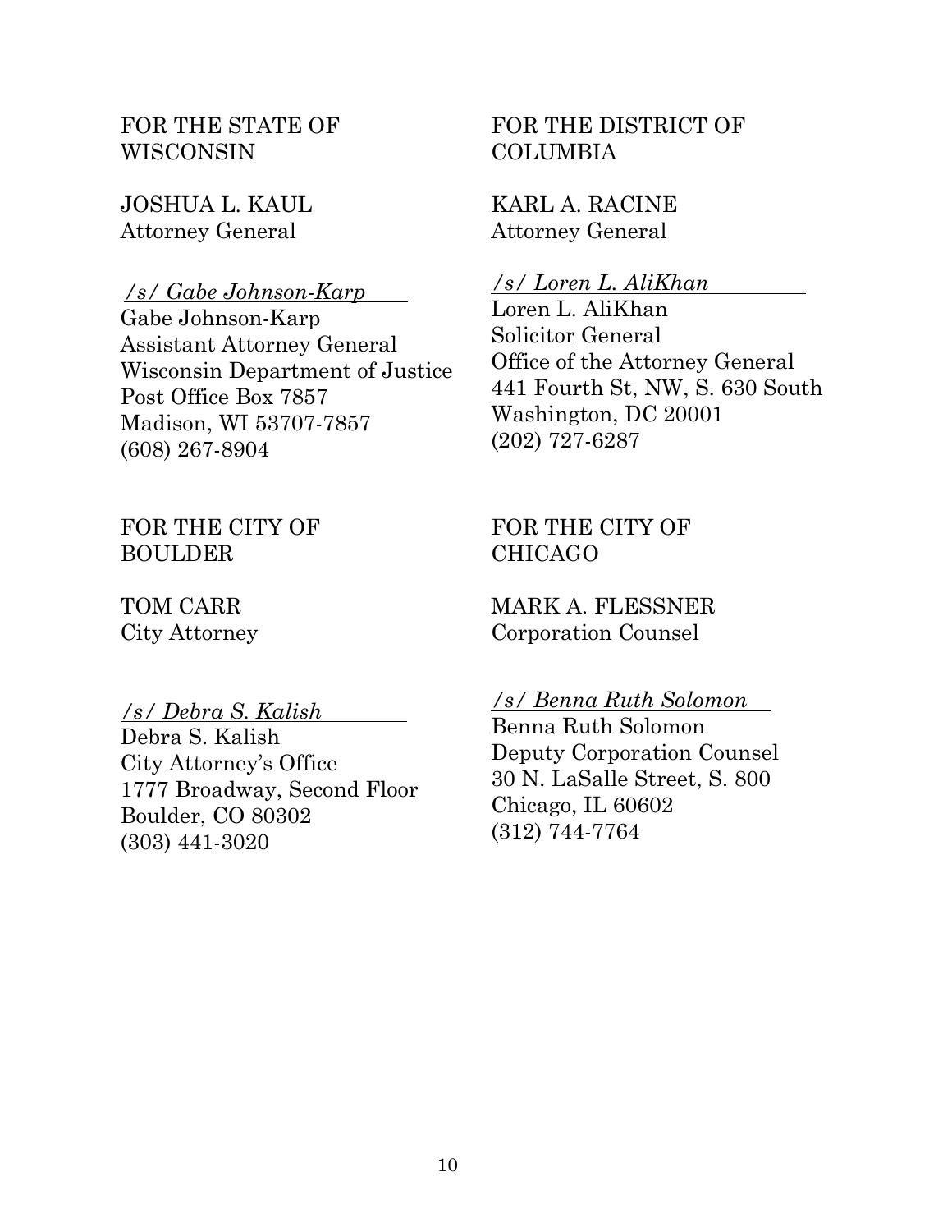FOR THE STATE OF WISCONSIN

JOSHUA L. KAUL
Attorney General

*/s/ Gabe Johnson-Karp*
Gabe Johnson-Karp
Assistant Attorney General
Wisconsin Department of Justice
Post Office Box 7857
Madison, WI 53707-7857
(608) 267-8904

FOR THE DISTRICT OF COLUMBIA

KARL A. RACINE
Attorney General

*/s/ Loren L. AliKhan*
Loren L. AliKhan
Solicitor General
Office of the Attorney General
441 Fourth St, NW, S. 630 South
Washington, DC 20001
(202) 727-6287

FOR THE CITY OF BOULDER

TOM CARR
City Attorney

*/s/ Debra S. Kalish*
Debra S. Kalish
City Attorney's Office
1777 Broadway, Second Floor
Boulder, CO 80302
(303) 441-3020

FOR THE CITY OF CHICAGO

MARK A. FLESSNER
Corporation Counsel

*/s/ Benna Ruth Solomon*
Benna Ruth Solomon
Deputy Corporation Counsel
30 N. LaSalle Street, S. 800
Chicago, IL 60602
(312) 744-7764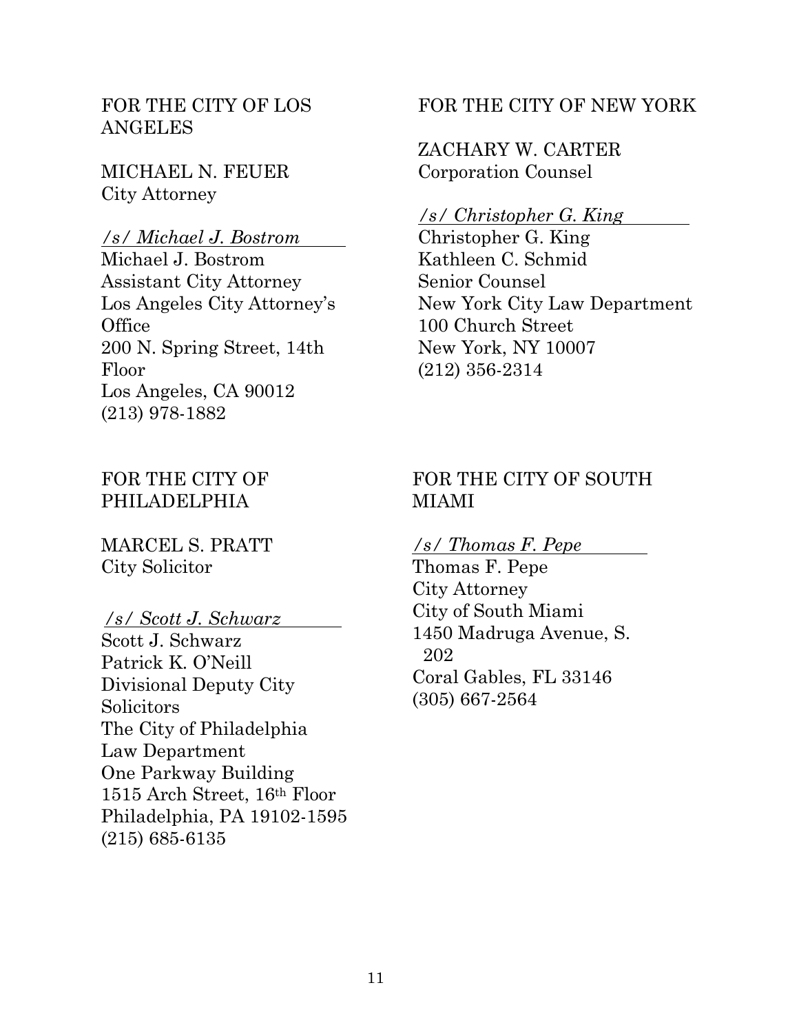FOR THE CITY OF LOS ANGELES

MICHAEL N. FEUER
City Attorney

*/s/ Michael J. Bostrom*
Michael J. Bostrom
Assistant City Attorney
Los Angeles City Attorney's Office
200 N. Spring Street, 14th Floor
Los Angeles, CA 90012
(213) 978-1882

FOR THE CITY OF NEW YORK

ZACHARY W. CARTER
Corporation Counsel

*/s/ Christopher G. King*
Christopher G. King
Kathleen C. Schmid
Senior Counsel
New York City Law Department
100 Church Street
New York, NY 10007
(212) 356-2314

FOR THE CITY OF PHILADELPHIA

MARCEL S. PRATT
City Solicitor

*/s/ Scott J. Schwarz*
Scott J. Schwarz
Patrick K. O'Neill
Divisional Deputy City Solicitors
The City of Philadelphia Law Department
One Parkway Building
1515 Arch Street, 16th Floor
Philadelphia, PA 19102-1595
(215) 685-6135

FOR THE CITY OF SOUTH MIAMI

*/s/ Thomas F. Pepe*
Thomas F. Pepe
City Attorney
City of South Miami
1450 Madruga Avenue, S. 202
Coral Gables, FL 33146
(305) 667-2564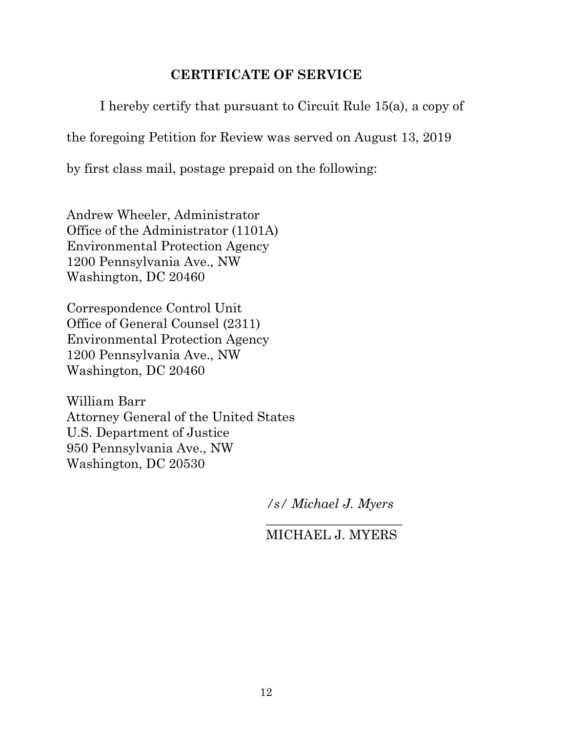## CERTIFICATE OF SERVICE

I hereby certify that pursuant to Circuit Rule 15(a), a copy of the foregoing Petition for Review was served on August 13, 2019 by first class mail, postage prepaid on the following:

Andrew Wheeler, Administrator
Office of the Administrator (1101A)
Environmental Protection Agency
1200 Pennsylvania Ave., NW
Washington, DC 20460

Correspondence Control Unit
Office of General Counsel (2311)
Environmental Protection Agency
1200 Pennsylvania Ave., NW
Washington, DC 20460

William Barr
Attorney General of the United States
U.S. Department of Justice
950 Pennsylvania Ave., NW
Washington, DC 20530

*/s/ Michael J. Myers*
____________________
MICHAEL J. MYERS